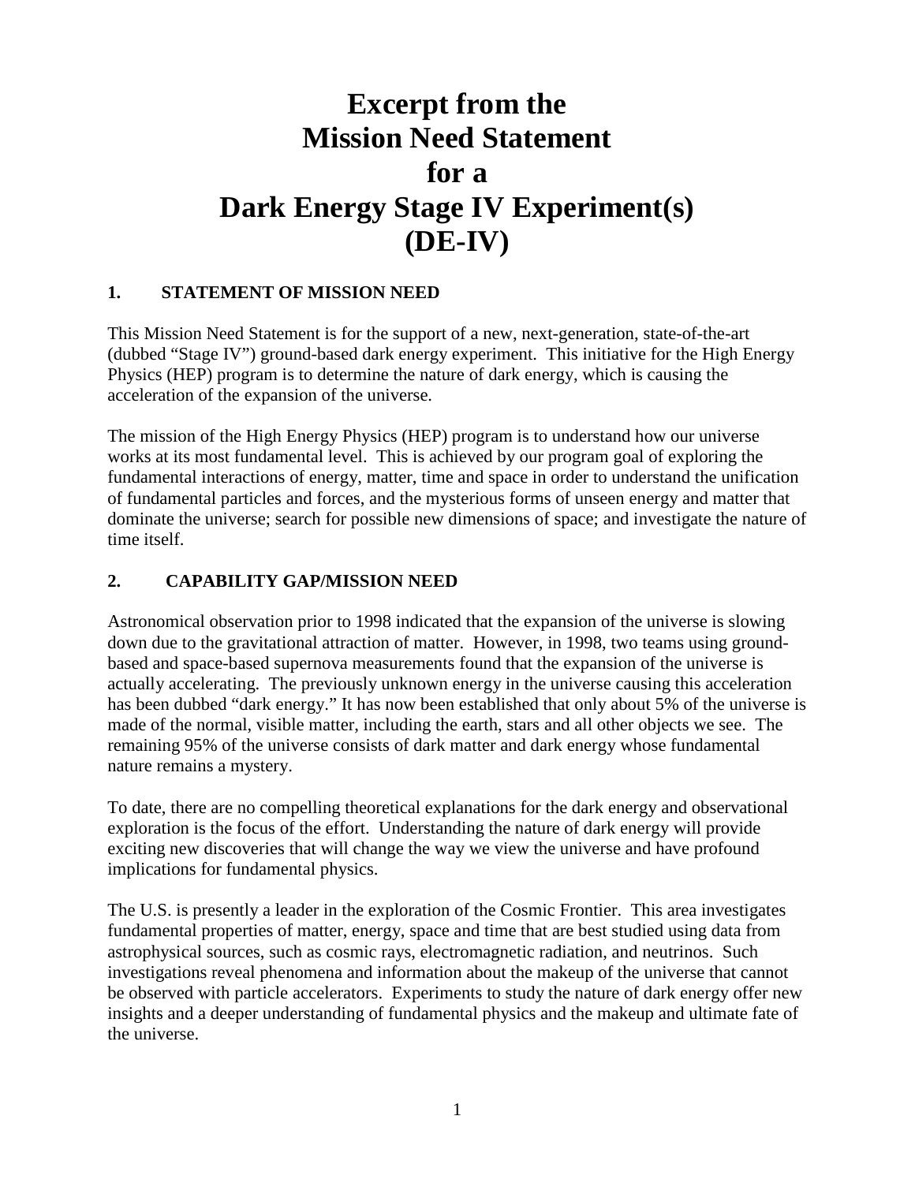# Excerpt from the Mission Need Statement for a Dark Energy Stage IV Experiment(s) (DE-IV)

## 1. STATEMENT OF MISSION NEED

This Mission Need Statement is for the support of a new, next-generation, state-of-the-art (dubbed "Stage IV") ground-based dark energy experiment. This initiative for the High Energy Physics (HEP) program is to determine the nature of dark energy, which is causing the acceleration of the expansion of the universe.

The mission of the High Energy Physics (HEP) program is to understand how our universe works at its most fundamental level. This is achieved by our program goal of exploring the fundamental interactions of energy, matter, time and space in order to understand the unification of fundamental particles and forces, and the mysterious forms of unseen energy and matter that dominate the universe; search for possible new dimensions of space; and investigate the nature of time itself.

## 2. CAPABILITY GAP/MISSION NEED

Astronomical observation prior to 1998 indicated that the expansion of the universe is slowing down due to the gravitational attraction of matter. However, in 1998, two teams using ground-based and space-based supernova measurements found that the expansion of the universe is actually accelerating. The previously unknown energy in the universe causing this acceleration has been dubbed "dark energy." It has now been established that only about 5% of the universe is made of the normal, visible matter, including the earth, stars and all other objects we see. The remaining 95% of the universe consists of dark matter and dark energy whose fundamental nature remains a mystery.

To date, there are no compelling theoretical explanations for the dark energy and observational exploration is the focus of the effort. Understanding the nature of dark energy will provide exciting new discoveries that will change the way we view the universe and have profound implications for fundamental physics.

The U.S. is presently a leader in the exploration of the Cosmic Frontier. This area investigates fundamental properties of matter, energy, space and time that are best studied using data from astrophysical sources, such as cosmic rays, electromagnetic radiation, and neutrinos. Such investigations reveal phenomena and information about the makeup of the universe that cannot be observed with particle accelerators. Experiments to study the nature of dark energy offer new insights and a deeper understanding of fundamental physics and the makeup and ultimate fate of the universe.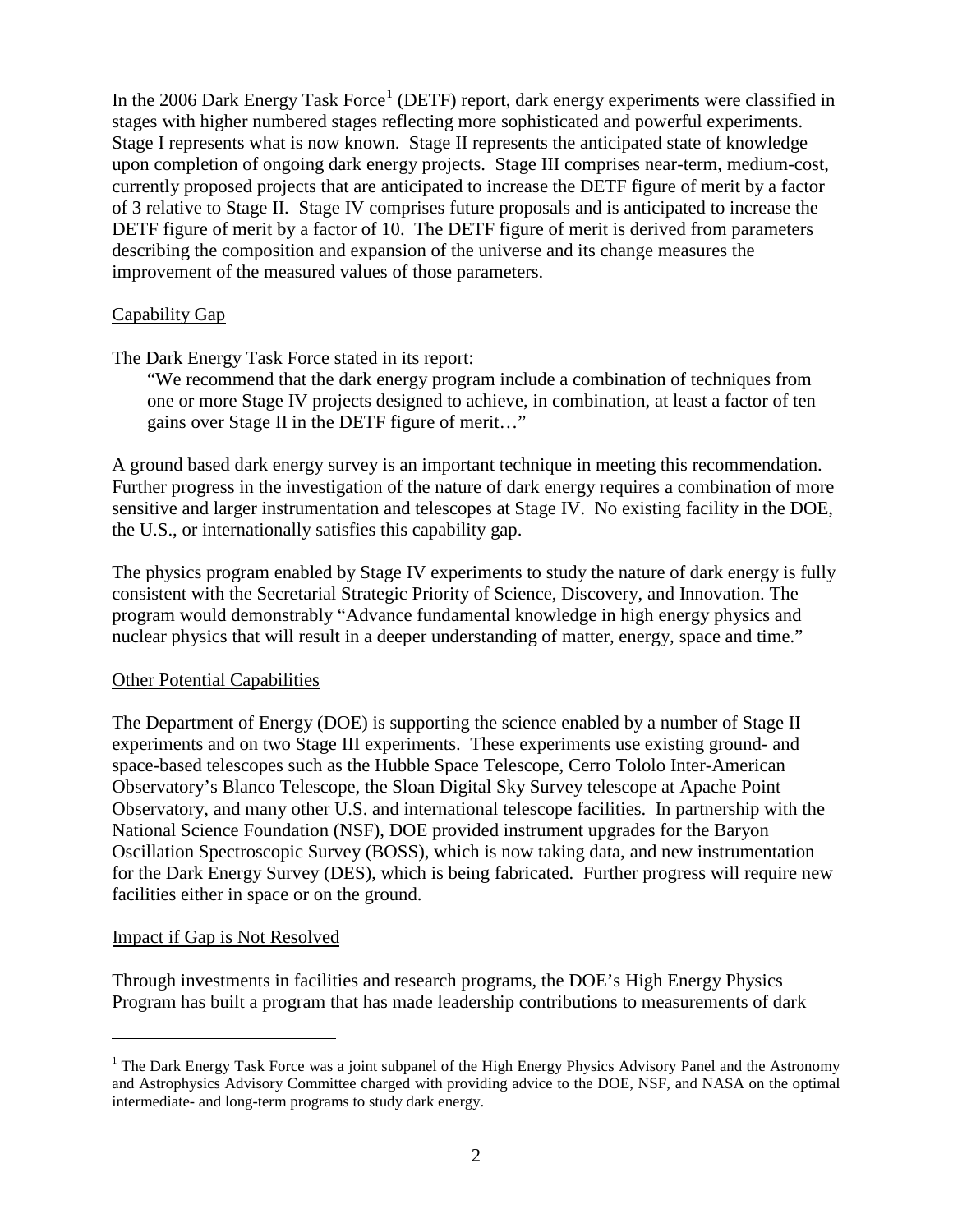In the 2006 Dark Energy Task Force[1] (DETF) report, dark energy experiments were classified in stages with higher numbered stages reflecting more sophisticated and powerful experiments. Stage I represents what is now known. Stage II represents the anticipated state of knowledge upon completion of ongoing dark energy projects. Stage III comprises near-term, medium-cost, currently proposed projects that are anticipated to increase the DETF figure of merit by a factor of 3 relative to Stage II. Stage IV comprises future proposals and is anticipated to increase the DETF figure of merit by a factor of 10. The DETF figure of merit is derived from parameters describing the composition and expansion of the universe and its change measures the improvement of the measured values of those parameters.

## Capability Gap

The Dark Energy Task Force stated in its report:

> "We recommend that the dark energy program include a combination of techniques from one or more Stage IV projects designed to achieve, in combination, at least a factor of ten gains over Stage II in the DETF figure of merit…"

A ground based dark energy survey is an important technique in meeting this recommendation. Further progress in the investigation of the nature of dark energy requires a combination of more sensitive and larger instrumentation and telescopes at Stage IV. No existing facility in the DOE, the U.S., or internationally satisfies this capability gap.

The physics program enabled by Stage IV experiments to study the nature of dark energy is fully consistent with the Secretarial Strategic Priority of Science, Discovery, and Innovation. The program would demonstrably "Advance fundamental knowledge in high energy physics and nuclear physics that will result in a deeper understanding of matter, energy, space and time."

## Other Potential Capabilities

The Department of Energy (DOE) is supporting the science enabled by a number of Stage II experiments and on two Stage III experiments. These experiments use existing ground- and space-based telescopes such as the Hubble Space Telescope, Cerro Tololo Inter-American Observatory's Blanco Telescope, the Sloan Digital Sky Survey telescope at Apache Point Observatory, and many other U.S. and international telescope facilities. In partnership with the National Science Foundation (NSF), DOE provided instrument upgrades for the Baryon Oscillation Spectroscopic Survey (BOSS), which is now taking data, and new instrumentation for the Dark Energy Survey (DES), which is being fabricated. Further progress will require new facilities either in space or on the ground.

## Impact if Gap is Not Resolved

Through investments in facilities and research programs, the DOE's High Energy Physics Program has built a program that has made leadership contributions to measurements of dark

---

[1] The Dark Energy Task Force was a joint subpanel of the High Energy Physics Advisory Panel and the Astronomy and Astrophysics Advisory Committee charged with providing advice to the DOE, NSF, and NASA on the optimal intermediate- and long-term programs to study dark energy.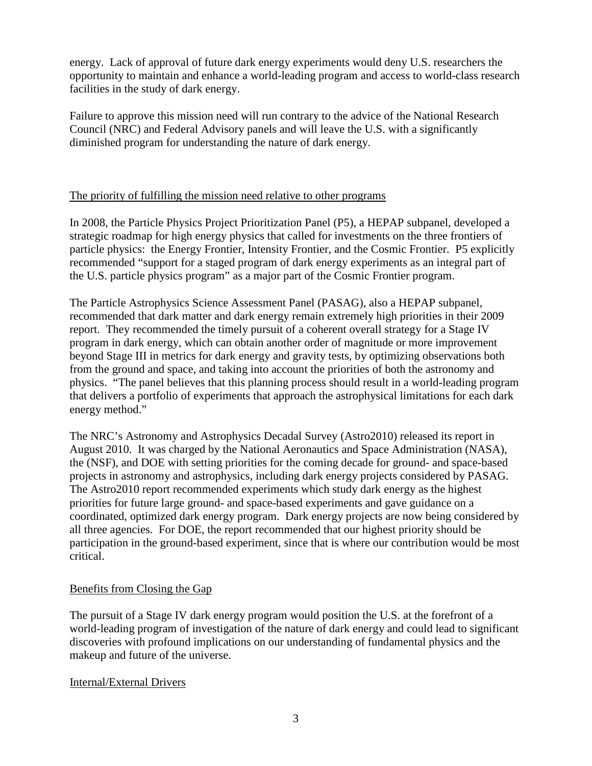energy. Lack of approval of future dark energy experiments would deny U.S. researchers the opportunity to maintain and enhance a world-leading program and access to world-class research facilities in the study of dark energy.

Failure to approve this mission need will run contrary to the advice of the National Research Council (NRC) and Federal Advisory panels and will leave the U.S. with a significantly diminished program for understanding the nature of dark energy.

## The priority of fulfilling the mission need relative to other programs

In 2008, the Particle Physics Project Prioritization Panel (P5), a HEPAP subpanel, developed a strategic roadmap for high energy physics that called for investments on the three frontiers of particle physics: the Energy Frontier, Intensity Frontier, and the Cosmic Frontier. P5 explicitly recommended "support for a staged program of dark energy experiments as an integral part of the U.S. particle physics program" as a major part of the Cosmic Frontier program.

The Particle Astrophysics Science Assessment Panel (PASAG), also a HEPAP subpanel, recommended that dark matter and dark energy remain extremely high priorities in their 2009 report. They recommended the timely pursuit of a coherent overall strategy for a Stage IV program in dark energy, which can obtain another order of magnitude or more improvement beyond Stage III in metrics for dark energy and gravity tests, by optimizing observations both from the ground and space, and taking into account the priorities of both the astronomy and physics. "The panel believes that this planning process should result in a world-leading program that delivers a portfolio of experiments that approach the astrophysical limitations for each dark energy method."

The NRC's Astronomy and Astrophysics Decadal Survey (Astro2010) released its report in August 2010. It was charged by the National Aeronautics and Space Administration (NASA), the (NSF), and DOE with setting priorities for the coming decade for ground- and space-based projects in astronomy and astrophysics, including dark energy projects considered by PASAG. The Astro2010 report recommended experiments which study dark energy as the highest priorities for future large ground- and space-based experiments and gave guidance on a coordinated, optimized dark energy program. Dark energy projects are now being considered by all three agencies. For DOE, the report recommended that our highest priority should be participation in the ground-based experiment, since that is where our contribution would be most critical.

## Benefits from Closing the Gap

The pursuit of a Stage IV dark energy program would position the U.S. at the forefront of a world-leading program of investigation of the nature of dark energy and could lead to significant discoveries with profound implications on our understanding of fundamental physics and the makeup and future of the universe.

## Internal/External Drivers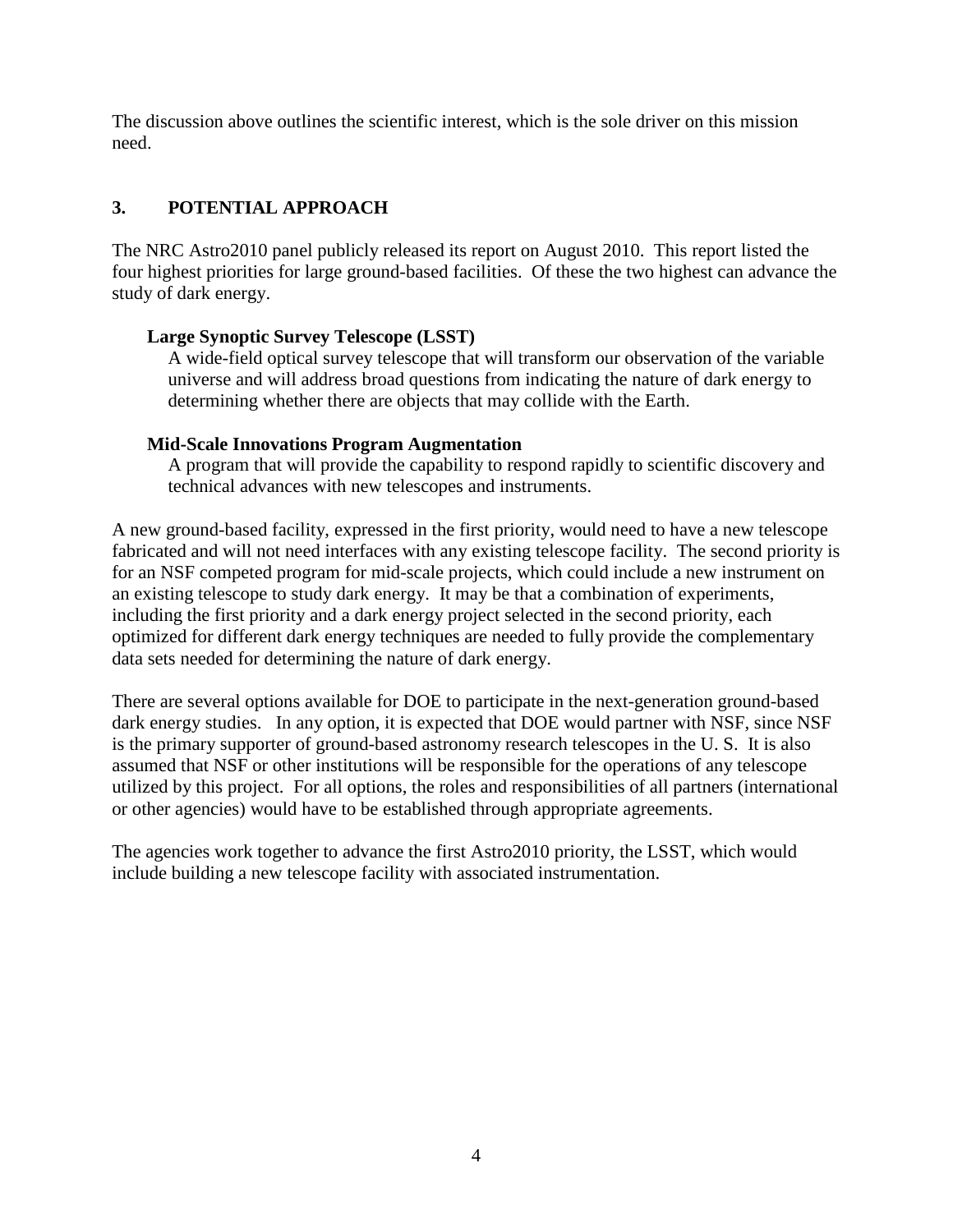The discussion above outlines the scientific interest, which is the sole driver on this mission need.

## 3. POTENTIAL APPROACH

The NRC Astro2010 panel publicly released its report on August 2010. This report listed the four highest priorities for large ground-based facilities. Of these the two highest can advance the study of dark energy.

**Large Synoptic Survey Telescope (LSST)**

A wide-field optical survey telescope that will transform our observation of the variable universe and will address broad questions from indicating the nature of dark energy to determining whether there are objects that may collide with the Earth.

**Mid-Scale Innovations Program Augmentation**

A program that will provide the capability to respond rapidly to scientific discovery and technical advances with new telescopes and instruments.

A new ground-based facility, expressed in the first priority, would need to have a new telescope fabricated and will not need interfaces with any existing telescope facility. The second priority is for an NSF competed program for mid-scale projects, which could include a new instrument on an existing telescope to study dark energy. It may be that a combination of experiments, including the first priority and a dark energy project selected in the second priority, each optimized for different dark energy techniques are needed to fully provide the complementary data sets needed for determining the nature of dark energy.

There are several options available for DOE to participate in the next-generation ground-based dark energy studies. In any option, it is expected that DOE would partner with NSF, since NSF is the primary supporter of ground-based astronomy research telescopes in the U. S. It is also assumed that NSF or other institutions will be responsible for the operations of any telescope utilized by this project. For all options, the roles and responsibilities of all partners (international or other agencies) would have to be established through appropriate agreements.

The agencies work together to advance the first Astro2010 priority, the LSST, which would include building a new telescope facility with associated instrumentation.